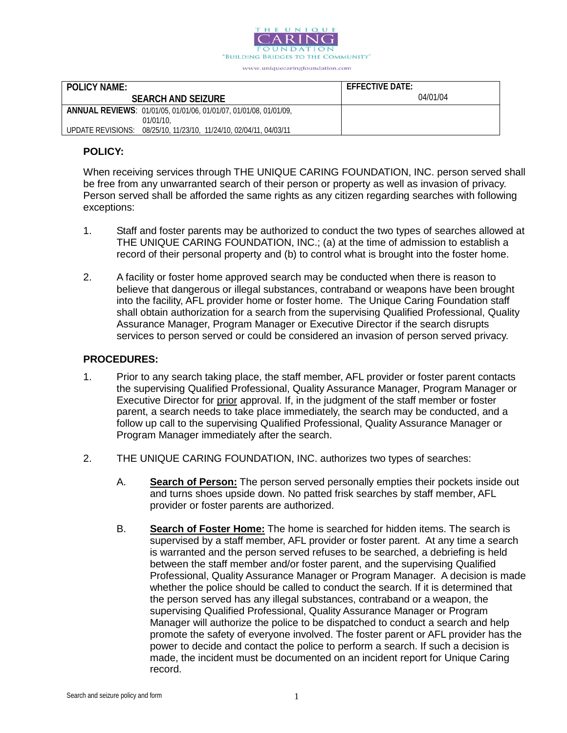THE UNIQUE CARING FOUNDATION
"BUILDING BRIDGES TO THE COMMUNITY"
www.uniquecaringfoundation.com

| POLICY NAME: SEARCH AND SEIZURE | EFFECTIVE DATE: 04/01/04 |
| --- | --- |
| ANNUAL REVIEWS: 01/01/05, 01/01/06, 01/01/07, 01/01/08, 01/01/09, 01/01/10, UPDATE REVISIONS: 08/25/10, 11/23/10, 11/24/10, 02/04/11, 04/03/11 | |

## POLICY:

When receiving services through THE UNIQUE CARING FOUNDATION, INC. person served shall be free from any unwarranted search of their person or property as well as invasion of privacy. Person served shall be afforded the same rights as any citizen regarding searches with following exceptions:

1. Staff and foster parents may be authorized to conduct the two types of searches allowed at THE UNIQUE CARING FOUNDATION, INC.; (a) at the time of admission to establish a record of their personal property and (b) to control what is brought into the foster home.

2. A facility or foster home approved search may be conducted when there is reason to believe that dangerous or illegal substances, contraband or weapons have been brought into the facility, AFL provider home or foster home. The Unique Caring Foundation staff shall obtain authorization for a search from the supervising Qualified Professional, Quality Assurance Manager, Program Manager or Executive Director if the search disrupts services to person served or could be considered an invasion of person served privacy.

## PROCEDURES:

1. Prior to any search taking place, the staff member, AFL provider or foster parent contacts the supervising Qualified Professional, Quality Assurance Manager, Program Manager or Executive Director for prior approval. If, in the judgment of the staff member or foster parent, a search needs to take place immediately, the search may be conducted, and a follow up call to the supervising Qualified Professional, Quality Assurance Manager or Program Manager immediately after the search.

2. THE UNIQUE CARING FOUNDATION, INC. authorizes two types of searches:

   A. **Search of Person:** The person served personally empties their pockets inside out and turns shoes upside down. No patted frisk searches by staff member, AFL provider or foster parents are authorized.

   B. **Search of Foster Home:** The home is searched for hidden items. The search is supervised by a staff member, AFL provider or foster parent. At any time a search is warranted and the person served refuses to be searched, a debriefing is held between the staff member and/or foster parent, and the supervising Qualified Professional, Quality Assurance Manager or Program Manager. A decision is made whether the police should be called to conduct the search. If it is determined that the person served has any illegal substances, contraband or a weapon, the supervising Qualified Professional, Quality Assurance Manager or Program Manager will authorize the police to be dispatched to conduct a search and help promote the safety of everyone involved. The foster parent or AFL provider has the power to decide and contact the police to perform a search. If such a decision is made, the incident must be documented on an incident report for Unique Caring record.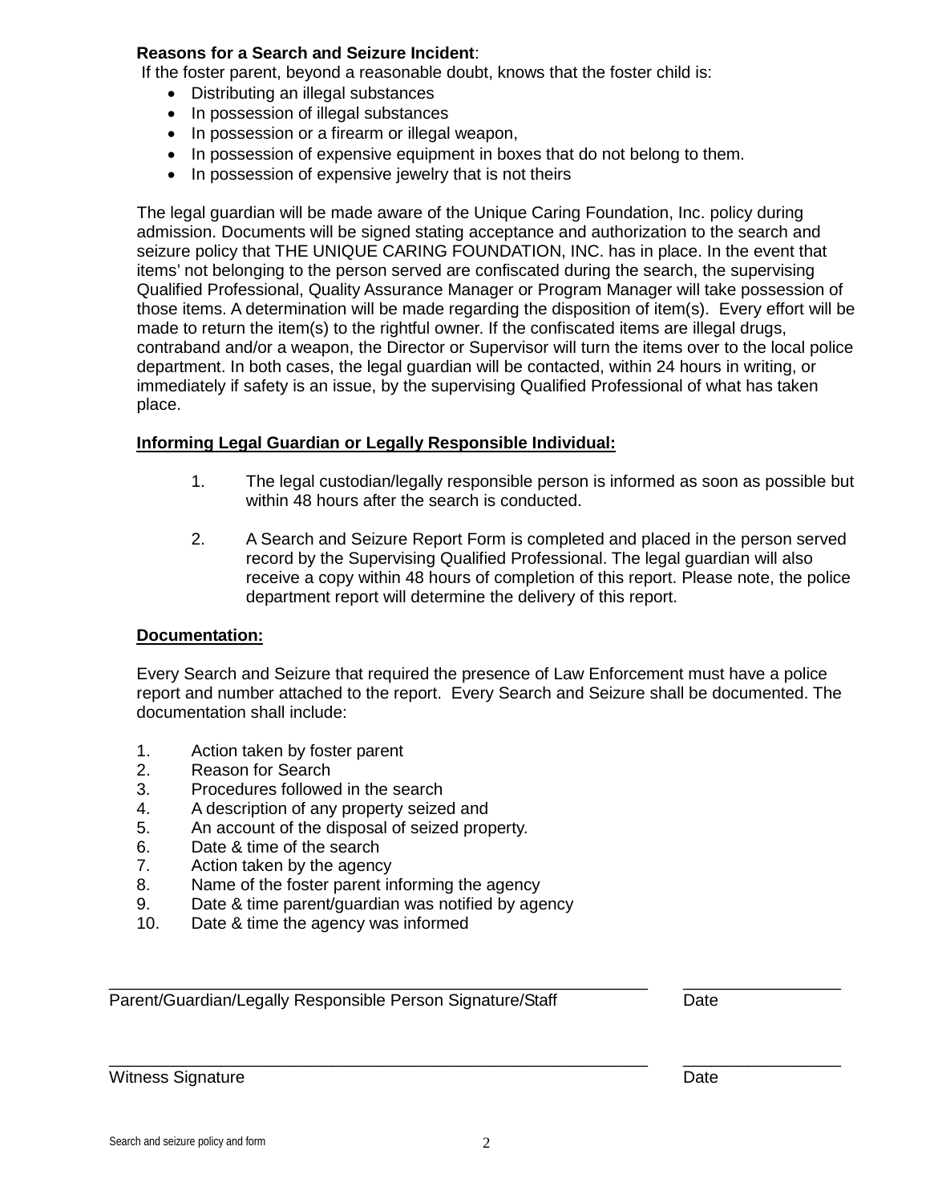**Reasons for a Search and Seizure Incident**:

If the foster parent, beyond a reasonable doubt, knows that the foster child is:

- Distributing an illegal substances
- In possession of illegal substances
- In possession or a firearm or illegal weapon,
- In possession of expensive equipment in boxes that do not belong to them.
- In possession of expensive jewelry that is not theirs

The legal guardian will be made aware of the Unique Caring Foundation, Inc. policy during admission. Documents will be signed stating acceptance and authorization to the search and seizure policy that THE UNIQUE CARING FOUNDATION, INC. has in place. In the event that items' not belonging to the person served are confiscated during the search, the supervising Qualified Professional, Quality Assurance Manager or Program Manager will take possession of those items. A determination will be made regarding the disposition of item(s). Every effort will be made to return the item(s) to the rightful owner. If the confiscated items are illegal drugs, contraband and/or a weapon, the Director or Supervisor will turn the items over to the local police department. In both cases, the legal guardian will be contacted, within 24 hours in writing, or immediately if safety is an issue, by the supervising Qualified Professional of what has taken place.

**Informing Legal Guardian or Legally Responsible Individual:**

1. The legal custodian/legally responsible person is informed as soon as possible but within 48 hours after the search is conducted.

2. A Search and Seizure Report Form is completed and placed in the person served record by the Supervising Qualified Professional. The legal guardian will also receive a copy within 48 hours of completion of this report. Please note, the police department report will determine the delivery of this report.

**Documentation:**

Every Search and Seizure that required the presence of Law Enforcement must have a police report and number attached to the report. Every Search and Seizure shall be documented. The documentation shall include:

1. Action taken by foster parent
2. Reason for Search
3. Procedures followed in the search
4. A description of any property seized and
5. An account of the disposal of seized property.
6. Date & time of the search
7. Action taken by the agency
8. Name of the foster parent informing the agency
9. Date & time parent/guardian was notified by agency
10. Date & time the agency was informed

\_\_\_\_\_\_\_\_\_\_\_\_\_\_\_\_\_\_\_\_\_\_\_\_\_\_\_\_\_\_\_\_\_\_\_\_\_\_\_\_\_\_\_\_\_\_\_\_\_\_\_\_\_\_\_\_ \_\_\_\_\_\_\_\_\_\_\_\_\_\_\_\_\_
Parent/Guardian/Legally Responsible Person Signature/Staff Date

\_\_\_\_\_\_\_\_\_\_\_\_\_\_\_\_\_\_\_\_\_\_\_\_\_\_\_\_\_\_\_\_\_\_\_\_\_\_\_\_\_\_\_\_\_\_\_\_\_\_\_\_\_\_\_\_ \_\_\_\_\_\_\_\_\_\_\_\_\_\_\_\_\_
Witness Signature Date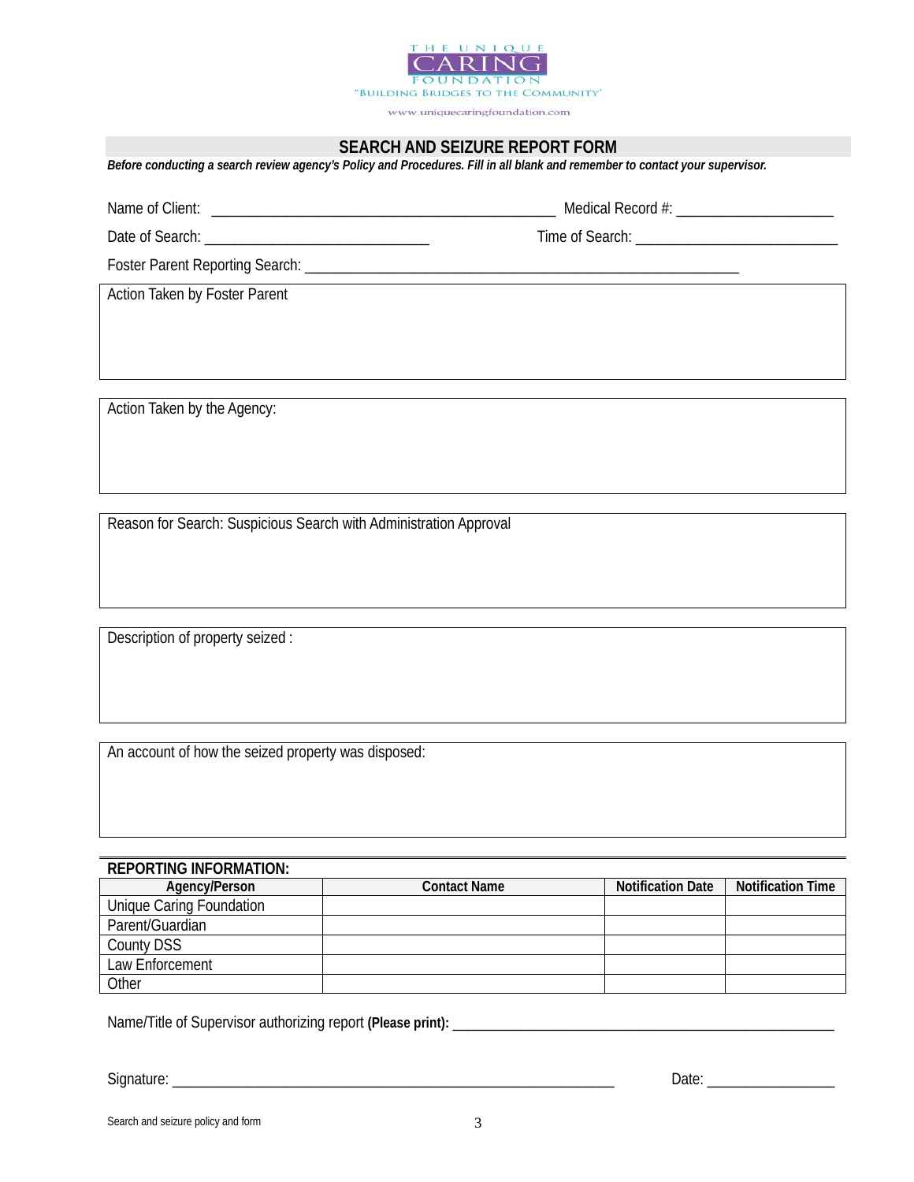THE UNIQUE CARING FOUNDATION

"BUILDING BRIDGES TO THE COMMUNITY"

www.uniquecaringfoundation.com

## SEARCH AND SEIZURE REPORT FORM

***Before conducting a search review agency's Policy and Procedures. Fill in all blank and remember to contact your supervisor.***

Name of Client: ___________________________________________ Medical Record #: ____________________

Date of Search: ____________________________ Time of Search: __________________________

Foster Parent Reporting Search: _______________________________________________________

Action Taken by Foster Parent

Action Taken by the Agency:

Reason for Search: Suspicious Search with Administration Approval

Description of property seized :

An account of how the seized property was disposed:

**REPORTING INFORMATION:**

| Agency/Person | Contact Name | Notification Date | Notification Time |
|---|---|---|---|
| Unique Caring Foundation | | | |
| Parent/Guardian | | | |
| County DSS | | | |
| Law Enforcement | | | |
| Other | | | |

Name/Title of Supervisor authorizing report **(Please print):** _____________________________________________________

Signature: ________________________________________________________ Date: ________________

Search and seizure policy and form